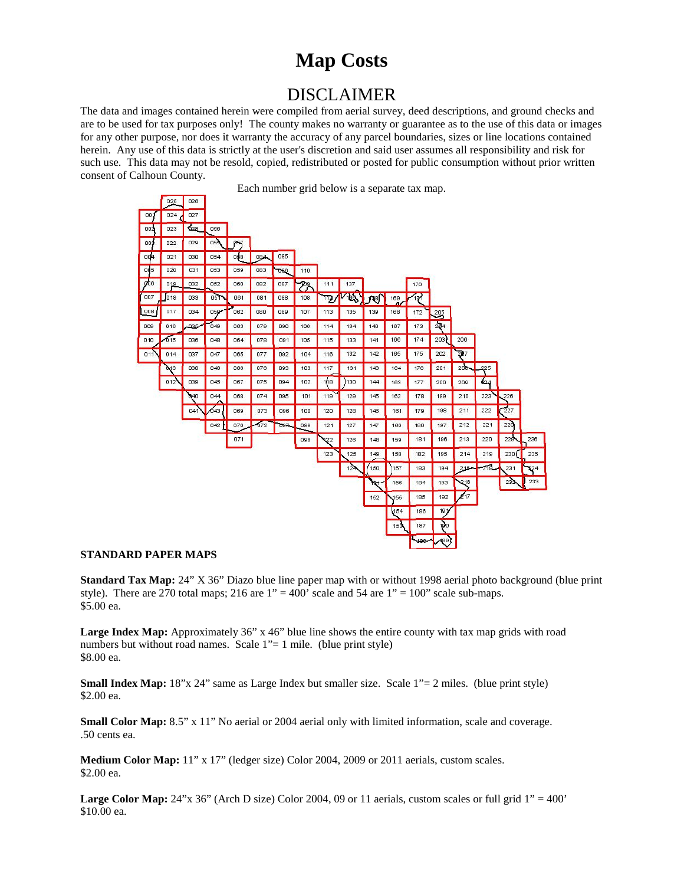# Map Costs

## DISCLAIMER

The data and images contained herein were compiled from aerial survey, deed descriptions, and ground checks and are to be used for tax purposes only! The county makes no warranty or guarantee as to the use of this data or images for any other purpose, nor does it warrant the accuracy of any parcel boundaries, sizes or line locations contained herein. Any use of this data is strictly at the user's discretion and said user assumes all responsibility and risk for such use. This data may not be resold, copied, redistributed or posted for public consumption without prior written consent of Calhoun County.

Each number grid below is a separate tax map.

**STANDARD PAPER MAPS**

**Standard Tax Map:** 24" X 36" Diazo blue line paper map with or without 1998 aerial photo background (blue print style). There are 270 total maps; 216 are 1" = 400' scale and 54 are 1" = 100" scale sub-maps.
$5.00 ea.

**Large Index Map:** Approximately 36" x 46" blue line shows the entire county with tax map grids with road numbers but without road names. Scale 1"= 1 mile. (blue print style)
$8.00 ea.

**Small Index Map:** 18"x 24" same as Large Index but smaller size. Scale 1"= 2 miles. (blue print style)
$2.00 ea.

**Small Color Map:** 8.5" x 11" No aerial or 2004 aerial only with limited information, scale and coverage.
.50 cents ea.

**Medium Color Map:** 11" x 17" (ledger size) Color 2004, 2009 or 2011 aerials, custom scales.
$2.00 ea.

**Large Color Map:** 24"x 36" (Arch D size) Color 2004, 09 or 11 aerials, custom scales or full grid 1" = 400'
$10.00 ea.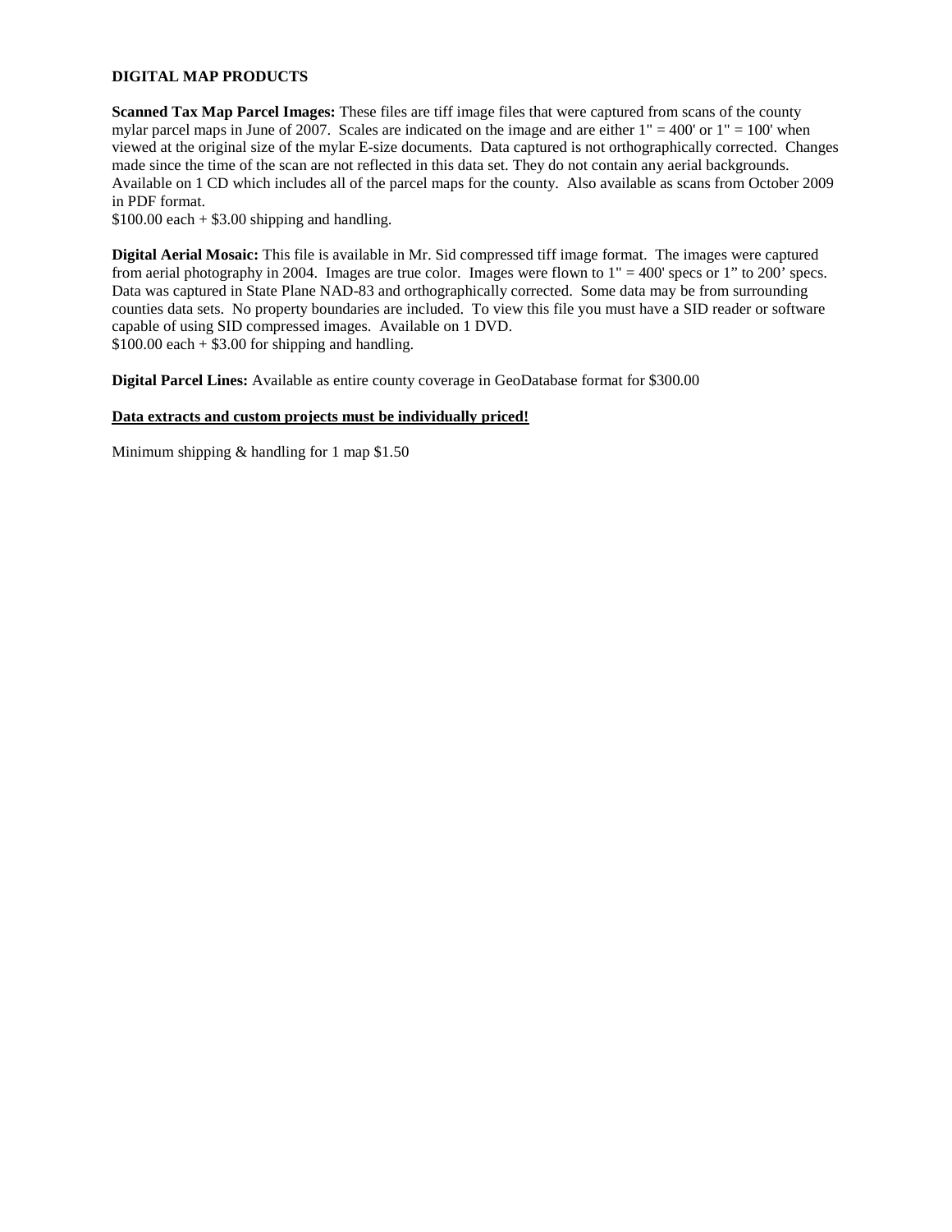**DIGITAL MAP PRODUCTS**

**Scanned Tax Map Parcel Images:** These files are tiff image files that were captured from scans of the county mylar parcel maps in June of 2007. Scales are indicated on the image and are either 1" = 400' or 1" = 100' when viewed at the original size of the mylar E-size documents. Data captured is not orthographically corrected. Changes made since the time of the scan are not reflected in this data set. They do not contain any aerial backgrounds. Available on 1 CD which includes all of the parcel maps for the county. Also available as scans from October 2009 in PDF format.
$100.00 each + $3.00 shipping and handling.

**Digital Aerial Mosaic:** This file is available in Mr. Sid compressed tiff image format. The images were captured from aerial photography in 2004. Images are true color. Images were flown to 1" = 400' specs or 1" to 200' specs. Data was captured in State Plane NAD-83 and orthographically corrected. Some data may be from surrounding counties data sets. No property boundaries are included. To view this file you must have a SID reader or software capable of using SID compressed images. Available on 1 DVD.
$100.00 each + $3.00 for shipping and handling.

**Digital Parcel Lines:** Available as entire county coverage in GeoDatabase format for $300.00

**Data extracts and custom projects must be individually priced!**

Minimum shipping & handling for 1 map $1.50